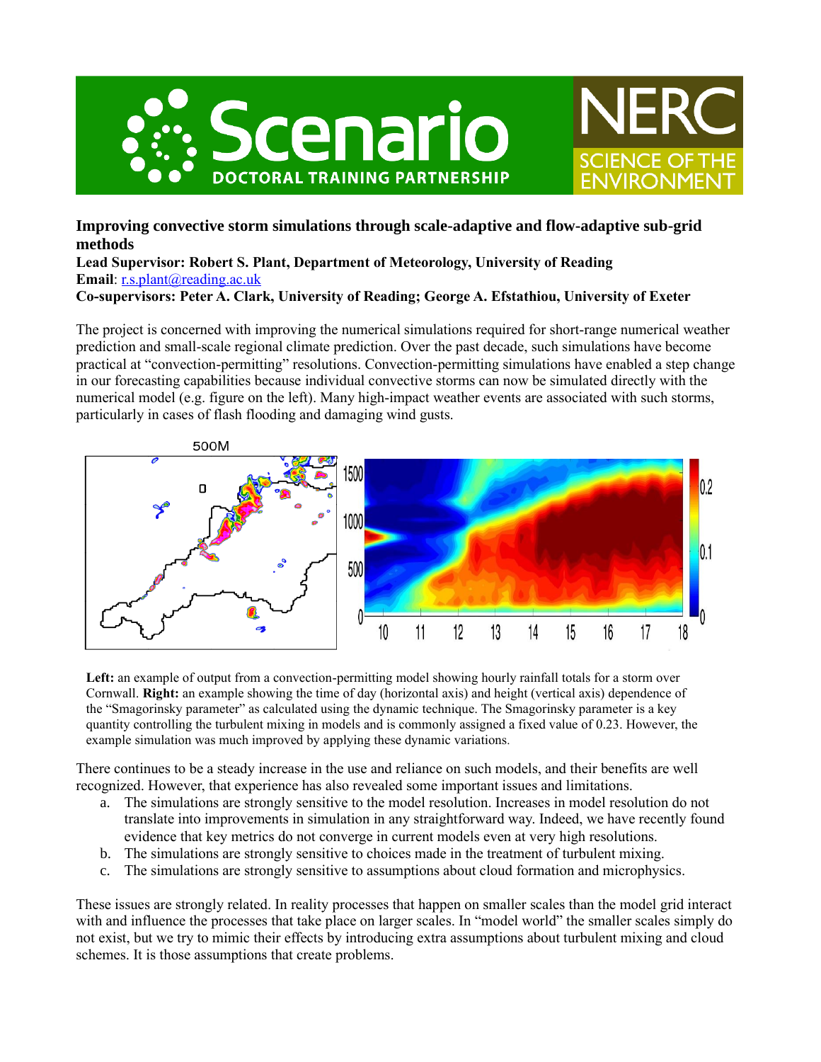# Improving convective storm simulations through scale-adaptive and flow-adaptive sub-grid methods

**Lead Supervisor: Robert S. Plant, Department of Meteorology, University of Reading**
**Email**: r.s.plant@reading.ac.uk
**Co-supervisors: Peter A. Clark, University of Reading; George A. Efstathiou, University of Exeter**

The project is concerned with improving the numerical simulations required for short-range numerical weather prediction and small-scale regional climate prediction. Over the past decade, such simulations have become practical at "convection-permitting" resolutions. Convection-permitting simulations have enabled a step change in our forecasting capabilities because individual convective storms can now be simulated directly with the numerical model (e.g. figure on the left). Many high-impact weather events are associated with such storms, particularly in cases of flash flooding and damaging wind gusts.

**Left:** an example of output from a convection-permitting model showing hourly rainfall totals for a storm over Cornwall. **Right:** an example showing the time of day (horizontal axis) and height (vertical axis) dependence of the "Smagorinsky parameter" as calculated using the dynamic technique. The Smagorinsky parameter is a key quantity controlling the turbulent mixing in models and is commonly assigned a fixed value of 0.23. However, the example simulation was much improved by applying these dynamic variations.

There continues to be a steady increase in the use and reliance on such models, and their benefits are well recognized. However, that experience has also revealed some important issues and limitations.

a. The simulations are strongly sensitive to the model resolution. Increases in model resolution do not translate into improvements in simulation in any straightforward way. Indeed, we have recently found evidence that key metrics do not converge in current models even at very high resolutions.
b. The simulations are strongly sensitive to choices made in the treatment of turbulent mixing.
c. The simulations are strongly sensitive to assumptions about cloud formation and microphysics.

These issues are strongly related. In reality processes that happen on smaller scales than the model grid interact with and influence the processes that take place on larger scales. In "model world" the smaller scales simply do not exist, but we try to mimic their effects by introducing extra assumptions about turbulent mixing and cloud schemes. It is those assumptions that create problems.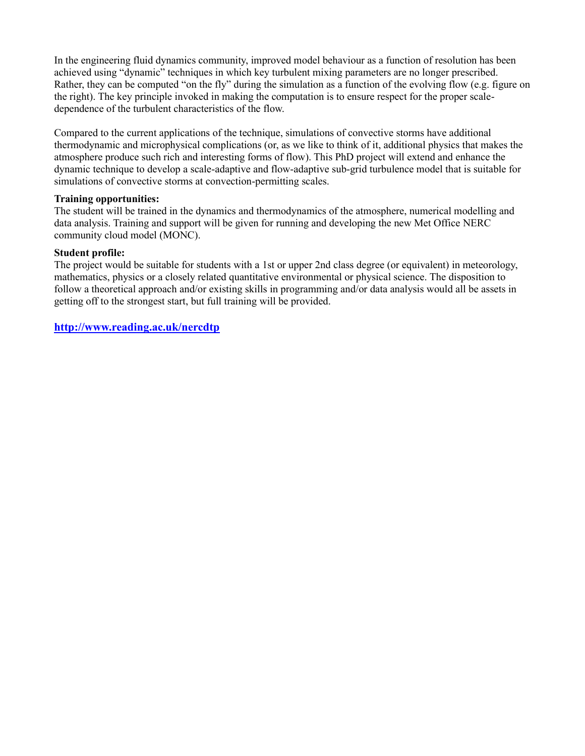In the engineering fluid dynamics community, improved model behaviour as a function of resolution has been achieved using "dynamic" techniques in which key turbulent mixing parameters are no longer prescribed. Rather, they can be computed "on the fly" during the simulation as a function of the evolving flow (e.g. figure on the right). The key principle invoked in making the computation is to ensure respect for the proper scale-dependence of the turbulent characteristics of the flow.

Compared to the current applications of the technique, simulations of convective storms have additional thermodynamic and microphysical complications (or, as we like to think of it, additional physics that makes the atmosphere produce such rich and interesting forms of flow). This PhD project will extend and enhance the dynamic technique to develop a scale-adaptive and flow-adaptive sub-grid turbulence model that is suitable for simulations of convective storms at convection-permitting scales.

**Training opportunities:**
The student will be trained in the dynamics and thermodynamics of the atmosphere, numerical modelling and data analysis. Training and support will be given for running and developing the new Met Office NERC community cloud model (MONC).

**Student profile:**
The project would be suitable for students with a 1st or upper 2nd class degree (or equivalent) in meteorology, mathematics, physics or a closely related quantitative environmental or physical science. The disposition to follow a theoretical approach and/or existing skills in programming and/or data analysis would all be assets in getting off to the strongest start, but full training will be provided.

**http://www.reading.ac.uk/nercdtp**